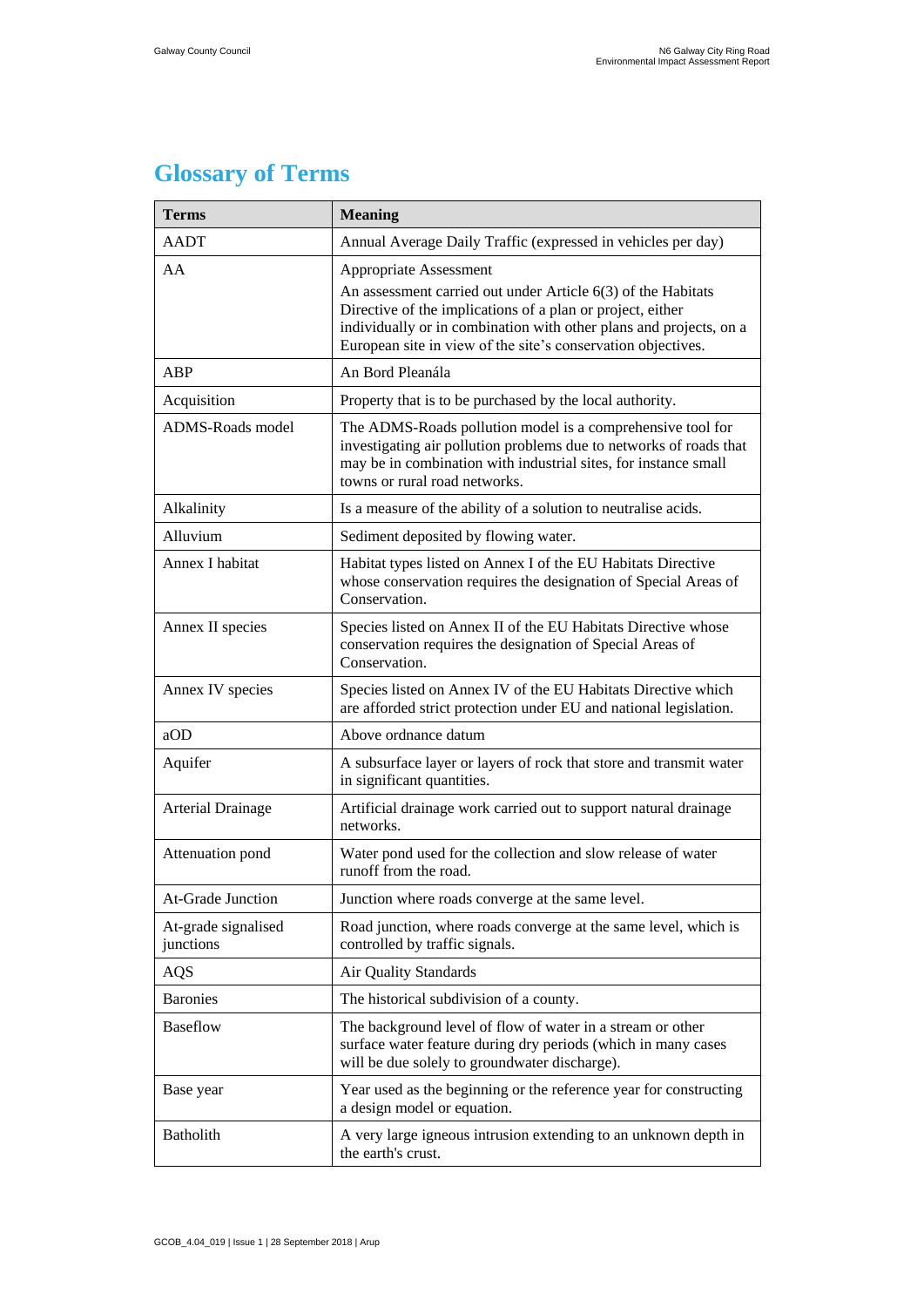# Glossary of Terms

| Terms | Meaning |
| --- | --- |
| AADT | Annual Average Daily Traffic (expressed in vehicles per day) |
| AA | Appropriate Assessment<br>An assessment carried out under Article 6(3) of the Habitats Directive of the implications of a plan or project, either individually or in combination with other plans and projects, on a European site in view of the site's conservation objectives. |
| ABP | An Bord Pleanála |
| Acquisition | Property that is to be purchased by the local authority. |
| ADMS-Roads model | The ADMS-Roads pollution model is a comprehensive tool for investigating air pollution problems due to networks of roads that may be in combination with industrial sites, for instance small towns or rural road networks. |
| Alkalinity | Is a measure of the ability of a solution to neutralise acids. |
| Alluvium | Sediment deposited by flowing water. |
| Annex I habitat | Habitat types listed on Annex I of the EU Habitats Directive whose conservation requires the designation of Special Areas of Conservation. |
| Annex II species | Species listed on Annex II of the EU Habitats Directive whose conservation requires the designation of Special Areas of Conservation. |
| Annex IV species | Species listed on Annex IV of the EU Habitats Directive which are afforded strict protection under EU and national legislation. |
| aOD | Above ordnance datum |
| Aquifer | A subsurface layer or layers of rock that store and transmit water in significant quantities. |
| Arterial Drainage | Artificial drainage work carried out to support natural drainage networks. |
| Attenuation pond | Water pond used for the collection and slow release of water runoff from the road. |
| At-Grade Junction | Junction where roads converge at the same level. |
| At-grade signalised junctions | Road junction, where roads converge at the same level, which is controlled by traffic signals. |
| AQS | Air Quality Standards |
| Baronies | The historical subdivision of a county. |
| Baseflow | The background level of flow of water in a stream or other surface water feature during dry periods (which in many cases will be due solely to groundwater discharge). |
| Base year | Year used as the beginning or the reference year for constructing a design model or equation. |
| Batholith | A very large igneous intrusion extending to an unknown depth in the earth's crust. |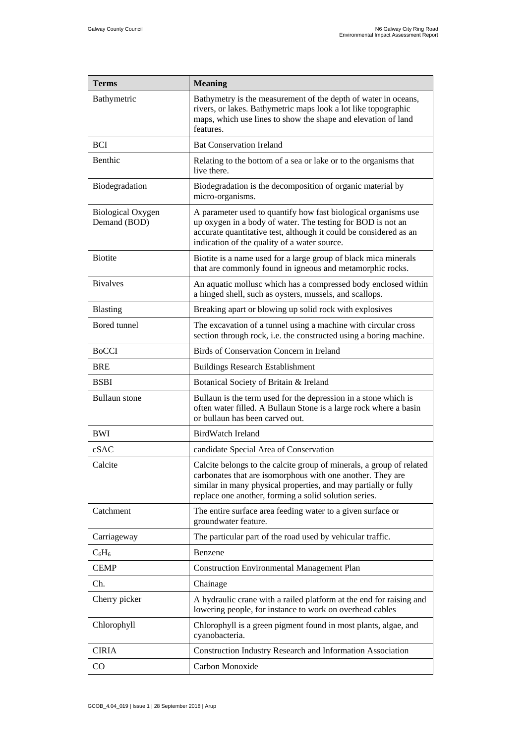| Terms | Meaning |
| --- | --- |
| Bathymetric | Bathymetry is the measurement of the depth of water in oceans, rivers, or lakes. Bathymetric maps look a lot like topographic maps, which use lines to show the shape and elevation of land features. |
| BCI | Bat Conservation Ireland |
| Benthic | Relating to the bottom of a sea or lake or to the organisms that live there. |
| Biodegradation | Biodegradation is the decomposition of organic material by micro-organisms. |
| Biological Oxygen Demand (BOD) | A parameter used to quantify how fast biological organisms use up oxygen in a body of water. The testing for BOD is not an accurate quantitative test, although it could be considered as an indication of the quality of a water source. |
| Biotite | Biotite is a name used for a large group of black mica minerals that are commonly found in igneous and metamorphic rocks. |
| Bivalves | An aquatic mollusc which has a compressed body enclosed within a hinged shell, such as oysters, mussels, and scallops. |
| Blasting | Breaking apart or blowing up solid rock with explosives |
| Bored tunnel | The excavation of a tunnel using a machine with circular cross section through rock, i.e. the constructed using a boring machine. |
| BoCCI | Birds of Conservation Concern in Ireland |
| BRE | Buildings Research Establishment |
| BSBI | Botanical Society of Britain & Ireland |
| Bullaun stone | Bullaun is the term used for the depression in a stone which is often water filled. A Bullaun Stone is a large rock where a basin or bullaun has been carved out. |
| BWI | BirdWatch Ireland |
| cSAC | candidate Special Area of Conservation |
| Calcite | Calcite belongs to the calcite group of minerals, a group of related carbonates that are isomorphous with one another. They are similar in many physical properties, and may partially or fully replace one another, forming a solid solution series. |
| Catchment | The entire surface area feeding water to a given surface or groundwater feature. |
| Carriageway | The particular part of the road used by vehicular traffic. |
| $C_6H_6$ | Benzene |
| CEMP | Construction Environmental Management Plan |
| Ch. | Chainage |
| Cherry picker | A hydraulic crane with a railed platform at the end for raising and lowering people, for instance to work on overhead cables |
| Chlorophyll | Chlorophyll is a green pigment found in most plants, algae, and cyanobacteria. |
| CIRIA | Construction Industry Research and Information Association |
| CO | Carbon Monoxide |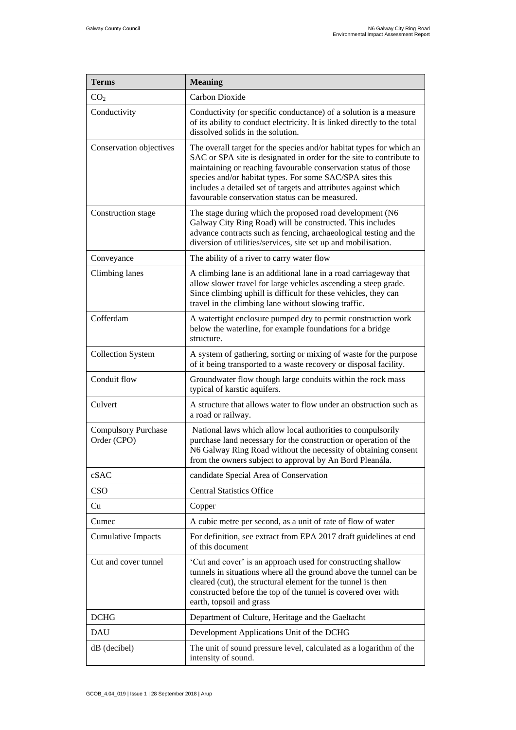| Terms | Meaning |
| --- | --- |
| $CO_2$ | Carbon Dioxide |
| Conductivity | Conductivity (or specific conductance) of a solution is a measure of its ability to conduct electricity. It is linked directly to the total dissolved solids in the solution. |
| Conservation objectives | The overall target for the species and/or habitat types for which an SAC or SPA site is designated in order for the site to contribute to maintaining or reaching favourable conservation status of those species and/or habitat types. For some SAC/SPA sites this includes a detailed set of targets and attributes against which favourable conservation status can be measured. |
| Construction stage | The stage during which the proposed road development (N6 Galway City Ring Road) will be constructed. This includes advance contracts such as fencing, archaeological testing and the diversion of utilities/services, site set up and mobilisation. |
| Conveyance | The ability of a river to carry water flow |
| Climbing lanes | A climbing lane is an additional lane in a road carriageway that allow slower travel for large vehicles ascending a steep grade. Since climbing uphill is difficult for these vehicles, they can travel in the climbing lane without slowing traffic. |
| Cofferdam | A watertight enclosure pumped dry to permit construction work below the waterline, for example foundations for a bridge structure. |
| Collection System | A system of gathering, sorting or mixing of waste for the purpose of it being transported to a waste recovery or disposal facility. |
| Conduit flow | Groundwater flow though large conduits within the rock mass typical of karstic aquifers. |
| Culvert | A structure that allows water to flow under an obstruction such as a road or railway. |
| Compulsory Purchase Order (CPO) | National laws which allow local authorities to compulsorily purchase land necessary for the construction or operation of the N6 Galway Ring Road without the necessity of obtaining consent from the owners subject to approval by An Bord Pleanála. |
| cSAC | candidate Special Area of Conservation |
| CSO | Central Statistics Office |
| Cu | Copper |
| Cumec | A cubic metre per second, as a unit of rate of flow of water |
| Cumulative Impacts | For definition, see extract from EPA 2017 draft guidelines at end of this document |
| Cut and cover tunnel | 'Cut and cover' is an approach used for constructing shallow tunnels in situations where all the ground above the tunnel can be cleared (cut), the structural element for the tunnel is then constructed before the top of the tunnel is covered over with earth, topsoil and grass |
| DCHG | Department of Culture, Heritage and the Gaeltacht |
| DAU | Development Applications Unit of the DCHG |
| dB (decibel) | The unit of sound pressure level, calculated as a logarithm of the intensity of sound. |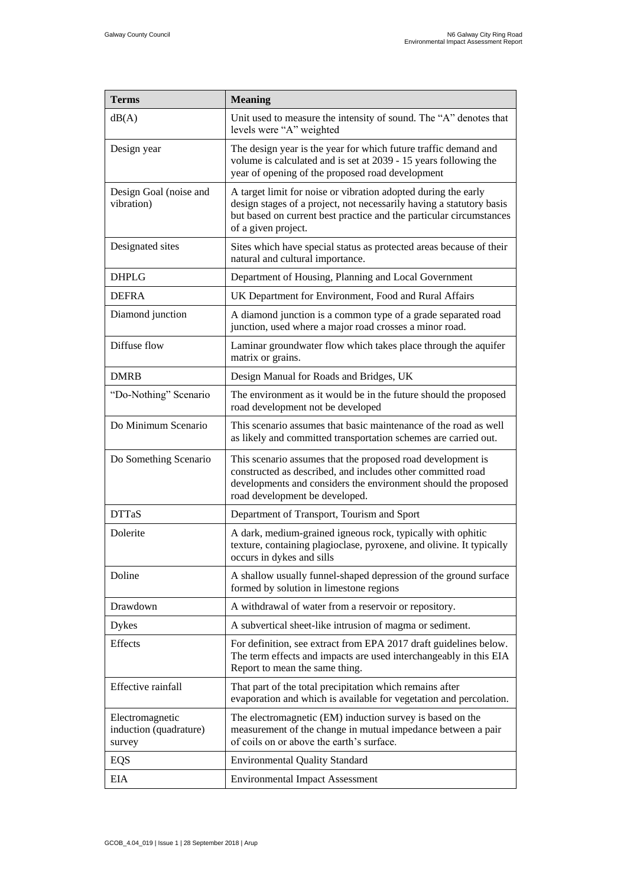| Terms | Meaning |
|---|---|
| dB(A) | Unit used to measure the intensity of sound. The "A" denotes that levels were "A" weighted |
| Design year | The design year is the year for which future traffic demand and volume is calculated and is set at 2039 - 15 years following the year of opening of the proposed road development |
| Design Goal (noise and vibration) | A target limit for noise or vibration adopted during the early design stages of a project, not necessarily having a statutory basis but based on current best practice and the particular circumstances of a given project. |
| Designated sites | Sites which have special status as protected areas because of their natural and cultural importance. |
| DHPLG | Department of Housing, Planning and Local Government |
| DEFRA | UK Department for Environment, Food and Rural Affairs |
| Diamond junction | A diamond junction is a common type of a grade separated road junction, used where a major road crosses a minor road. |
| Diffuse flow | Laminar groundwater flow which takes place through the aquifer matrix or grains. |
| DMRB | Design Manual for Roads and Bridges, UK |
| "Do-Nothing" Scenario | The environment as it would be in the future should the proposed road development not be developed |
| Do Minimum Scenario | This scenario assumes that basic maintenance of the road as well as likely and committed transportation schemes are carried out. |
| Do Something Scenario | This scenario assumes that the proposed road development is constructed as described, and includes other committed road developments and considers the environment should the proposed road development be developed. |
| DTTaS | Department of Transport, Tourism and Sport |
| Dolerite | A dark, medium-grained igneous rock, typically with ophitic texture, containing plagioclase, pyroxene, and olivine. It typically occurs in dykes and sills |
| Doline | A shallow usually funnel-shaped depression of the ground surface formed by solution in limestone regions |
| Drawdown | A withdrawal of water from a reservoir or repository. |
| Dykes | A subvertical sheet-like intrusion of magma or sediment. |
| Effects | For definition, see extract from EPA 2017 draft guidelines below. The term effects and impacts are used interchangeably in this EIA Report to mean the same thing. |
| Effective rainfall | That part of the total precipitation which remains after evaporation and which is available for vegetation and percolation. |
| Electromagnetic induction (quadrature) survey | The electromagnetic (EM) induction survey is based on the measurement of the change in mutual impedance between a pair of coils on or above the earth's surface. |
| EQS | Environmental Quality Standard |
| EIA | Environmental Impact Assessment |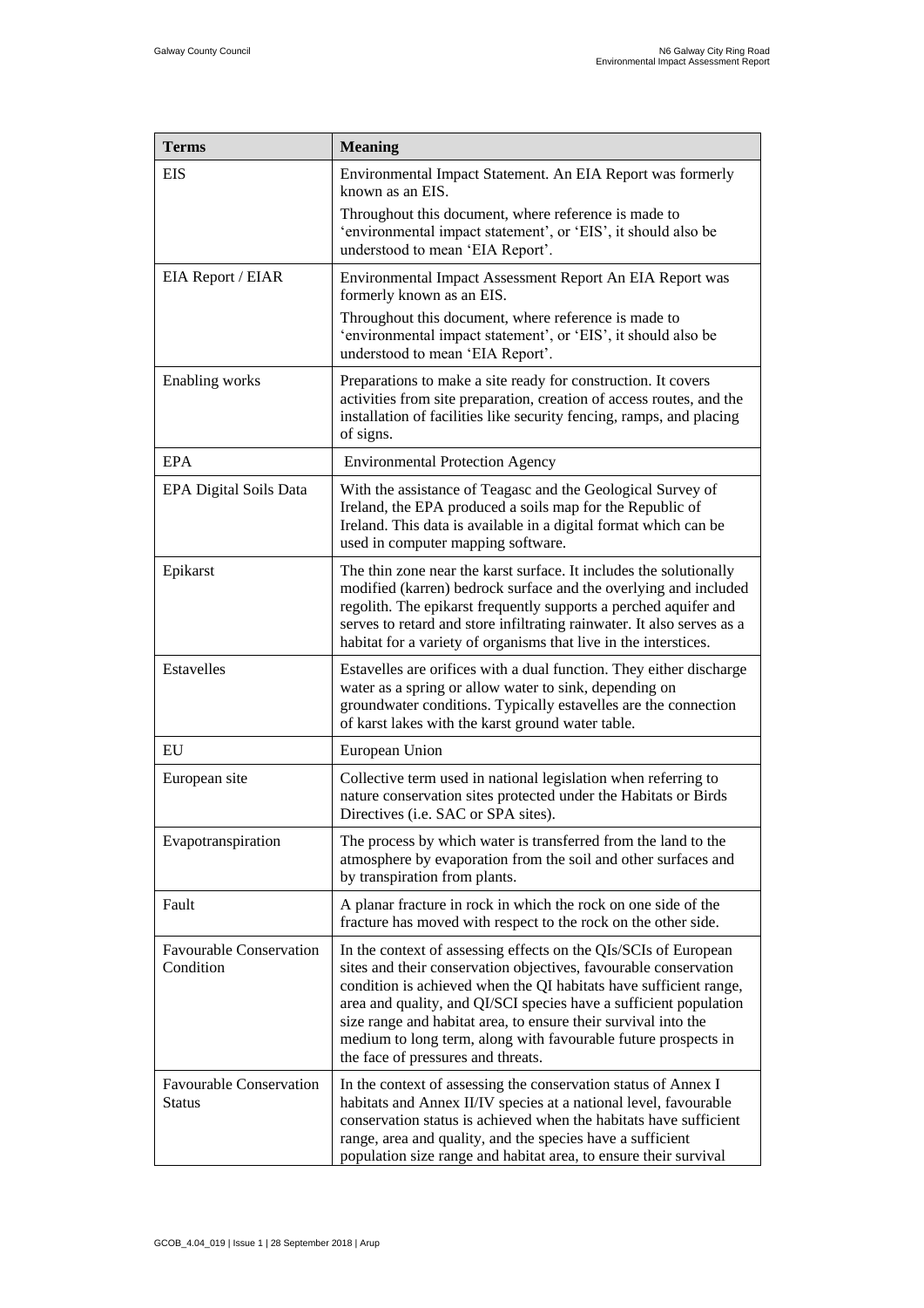| Terms | Meaning |
|---|---|
| EIS | Environmental Impact Statement. An EIA Report was formerly known as an EIS. Throughout this document, where reference is made to 'environmental impact statement', or 'EIS', it should also be understood to mean 'EIA Report'. |
| EIA Report / EIAR | Environmental Impact Assessment Report An EIA Report was formerly known as an EIS. Throughout this document, where reference is made to 'environmental impact statement', or 'EIS', it should also be understood to mean 'EIA Report'. |
| Enabling works | Preparations to make a site ready for construction. It covers activities from site preparation, creation of access routes, and the installation of facilities like security fencing, ramps, and placing of signs. |
| EPA | Environmental Protection Agency |
| EPA Digital Soils Data | With the assistance of Teagasc and the Geological Survey of Ireland, the EPA produced a soils map for the Republic of Ireland. This data is available in a digital format which can be used in computer mapping software. |
| Epikarst | The thin zone near the karst surface. It includes the solutionally modified (karren) bedrock surface and the overlying and included regolith. The epikarst frequently supports a perched aquifer and serves to retard and store infiltrating rainwater. It also serves as a habitat for a variety of organisms that live in the interstices. |
| Estavelles | Estavelles are orifices with a dual function. They either discharge water as a spring or allow water to sink, depending on groundwater conditions. Typically estavelles are the connection of karst lakes with the karst ground water table. |
| EU | European Union |
| European site | Collective term used in national legislation when referring to nature conservation sites protected under the Habitats or Birds Directives (i.e. SAC or SPA sites). |
| Evapotranspiration | The process by which water is transferred from the land to the atmosphere by evaporation from the soil and other surfaces and by transpiration from plants. |
| Fault | A planar fracture in rock in which the rock on one side of the fracture has moved with respect to the rock on the other side. |
| Favourable Conservation Condition | In the context of assessing effects on the QIs/SCIs of European sites and their conservation objectives, favourable conservation condition is achieved when the QI habitats have sufficient range, area and quality, and QI/SCI species have a sufficient population size range and habitat area, to ensure their survival into the medium to long term, along with favourable future prospects in the face of pressures and threats. |
| Favourable Conservation Status | In the context of assessing the conservation status of Annex I habitats and Annex II/IV species at a national level, favourable conservation status is achieved when the habitats have sufficient range, area and quality, and the species have a sufficient population size range and habitat area, to ensure their survival |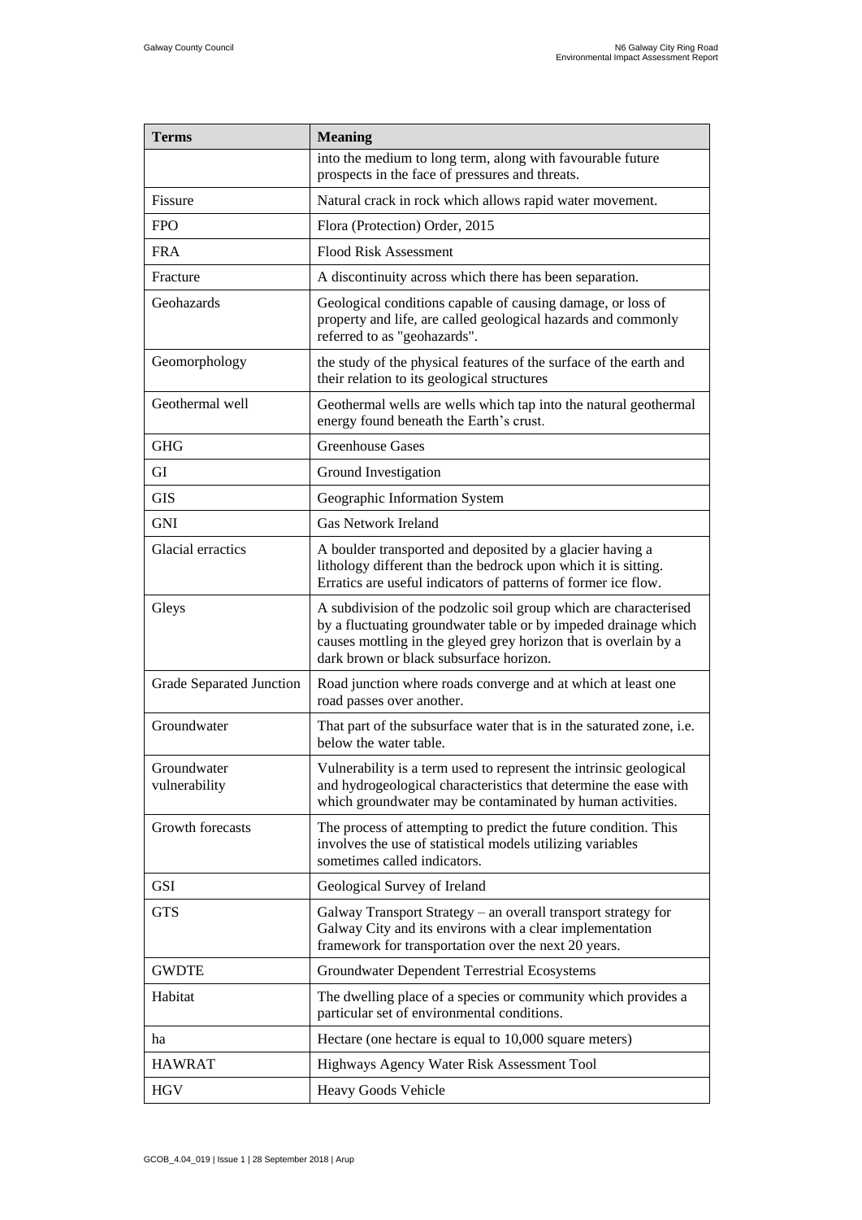| Terms | Meaning |
|---|---|
| | into the medium to long term, along with favourable future prospects in the face of pressures and threats. |
| Fissure | Natural crack in rock which allows rapid water movement. |
| FPO | Flora (Protection) Order, 2015 |
| FRA | Flood Risk Assessment |
| Fracture | A discontinuity across which there has been separation. |
| Geohazards | Geological conditions capable of causing damage, or loss of property and life, are called geological hazards and commonly referred to as "geohazards". |
| Geomorphology | the study of the physical features of the surface of the earth and their relation to its geological structures |
| Geothermal well | Geothermal wells are wells which tap into the natural geothermal energy found beneath the Earth's crust. |
| GHG | Greenhouse Gases |
| GI | Ground Investigation |
| GIS | Geographic Information System |
| GNI | Gas Network Ireland |
| Glacial erractics | A boulder transported and deposited by a glacier having a lithology different than the bedrock upon which it is sitting. Erratics are useful indicators of patterns of former ice flow. |
| Gleys | A subdivision of the podzolic soil group which are characterised by a fluctuating groundwater table or by impeded drainage which causes mottling in the gleyed grey horizon that is overlain by a dark brown or black subsurface horizon. |
| Grade Separated Junction | Road junction where roads converge and at which at least one road passes over another. |
| Groundwater | That part of the subsurface water that is in the saturated zone, i.e. below the water table. |
| Groundwater vulnerability | Vulnerability is a term used to represent the intrinsic geological and hydrogeological characteristics that determine the ease with which groundwater may be contaminated by human activities. |
| Growth forecasts | The process of attempting to predict the future condition. This involves the use of statistical models utilizing variables sometimes called indicators. |
| GSI | Geological Survey of Ireland |
| GTS | Galway Transport Strategy – an overall transport strategy for Galway City and its environs with a clear implementation framework for transportation over the next 20 years. |
| GWDTE | Groundwater Dependent Terrestrial Ecosystems |
| Habitat | The dwelling place of a species or community which provides a particular set of environmental conditions. |
| ha | Hectare (one hectare is equal to 10,000 square meters) |
| HAWRAT | Highways Agency Water Risk Assessment Tool |
| HGV | Heavy Goods Vehicle |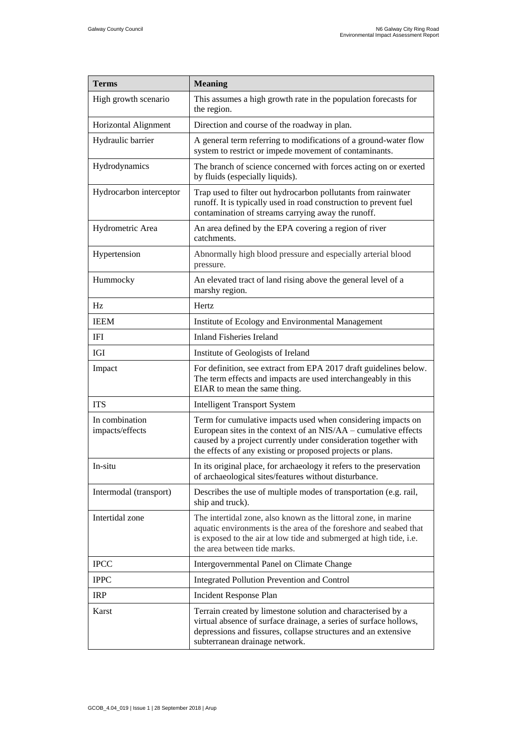| Terms | Meaning |
|---|---|
| High growth scenario | This assumes a high growth rate in the population forecasts for the region. |
| Horizontal Alignment | Direction and course of the roadway in plan. |
| Hydraulic barrier | A general term referring to modifications of a ground-water flow system to restrict or impede movement of contaminants. |
| Hydrodynamics | The branch of science concerned with forces acting on or exerted by fluids (especially liquids). |
| Hydrocarbon interceptor | Trap used to filter out hydrocarbon pollutants from rainwater runoff. It is typically used in road construction to prevent fuel contamination of streams carrying away the runoff. |
| Hydrometric Area | An area defined by the EPA covering a region of river catchments. |
| Hypertension | Abnormally high blood pressure and especially arterial blood pressure. |
| Hummocky | An elevated tract of land rising above the general level of a marshy region. |
| Hz | Hertz |
| IEEM | Institute of Ecology and Environmental Management |
| IFI | Inland Fisheries Ireland |
| IGI | Institute of Geologists of Ireland |
| Impact | For definition, see extract from EPA 2017 draft guidelines below. The term effects and impacts are used interchangeably in this EIAR to mean the same thing. |
| ITS | Intelligent Transport System |
| In combination impacts/effects | Term for cumulative impacts used when considering impacts on European sites in the context of an NIS/AA – cumulative effects caused by a project currently under consideration together with the effects of any existing or proposed projects or plans. |
| In-situ | In its original place, for archaeology it refers to the preservation of archaeological sites/features without disturbance. |
| Intermodal (transport) | Describes the use of multiple modes of transportation (e.g. rail, ship and truck). |
| Intertidal zone | The intertidal zone, also known as the littoral zone, in marine aquatic environments is the area of the foreshore and seabed that is exposed to the air at low tide and submerged at high tide, i.e. the area between tide marks. |
| IPCC | Intergovernmental Panel on Climate Change |
| IPPC | Integrated Pollution Prevention and Control |
| IRP | Incident Response Plan |
| Karst | Terrain created by limestone solution and characterised by a virtual absence of surface drainage, a series of surface hollows, depressions and fissures, collapse structures and an extensive subterranean drainage network. |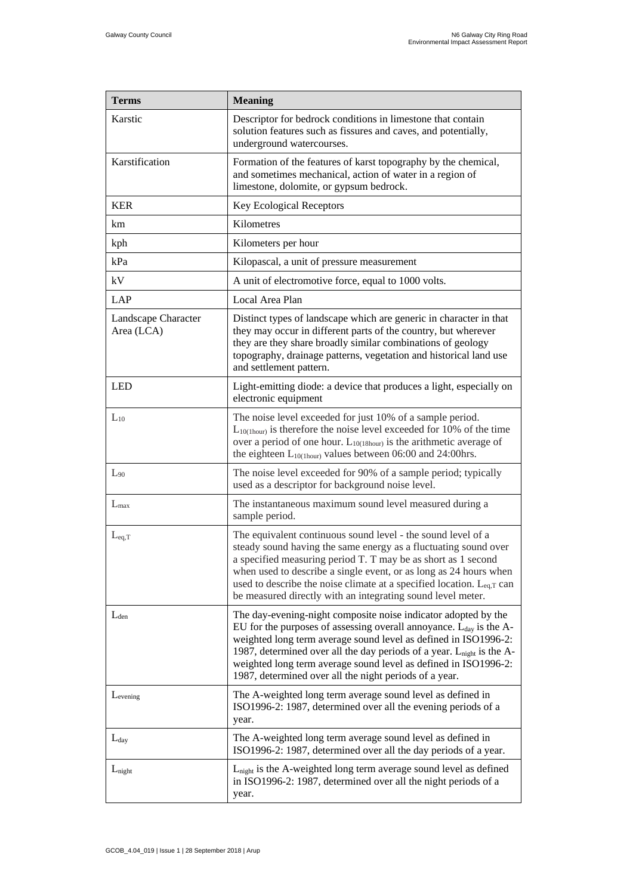| Terms | Meaning |
|---|---|
| Karstic | Descriptor for bedrock conditions in limestone that contain solution features such as fissures and caves, and potentially, underground watercourses. |
| Karstification | Formation of the features of karst topography by the chemical, and sometimes mechanical, action of water in a region of limestone, dolomite, or gypsum bedrock. |
| KER | Key Ecological Receptors |
| km | Kilometres |
| kph | Kilometers per hour |
| kPa | Kilopascal, a unit of pressure measurement |
| kV | A unit of electromotive force, equal to 1000 volts. |
| LAP | Local Area Plan |
| Landscape Character Area (LCA) | Distinct types of landscape which are generic in character in that they may occur in different parts of the country, but wherever they are they share broadly similar combinations of geology topography, drainage patterns, vegetation and historical land use and settlement pattern. |
| LED | Light-emitting diode: a device that produces a light, especially on electronic equipment |
| $L_{10}$ | The noise level exceeded for just 10% of a sample period. $L_{10(1hour)}$ is therefore the noise level exceeded for 10% of the time over a period of one hour. $L_{10(18hour)}$ is the arithmetic average of the eighteen $L_{10(1hour)}$ values between 06:00 and 24:00hrs. |
| $L_{90}$ | The noise level exceeded for 90% of a sample period; typically used as a descriptor for background noise level. |
| $L_{max}$ | The instantaneous maximum sound level measured during a sample period. |
| $L_{eq,T}$ | The equivalent continuous sound level - the sound level of a steady sound having the same energy as a fluctuating sound over a specified measuring period T. T may be as short as 1 second when used to describe a single event, or as long as 24 hours when used to describe the noise climate at a specified location. $L_{eq,T}$ can be measured directly with an integrating sound level meter. |
| $L_{den}$ | The day-evening-night composite noise indicator adopted by the EU for the purposes of assessing overall annoyance. $L_{day}$ is the A-weighted long term average sound level as defined in ISO1996-2: 1987, determined over all the day periods of a year. $L_{night}$ is the A-weighted long term average sound level as defined in ISO1996-2: 1987, determined over all the night periods of a year. |
| $L_{evening}$ | The A-weighted long term average sound level as defined in ISO1996-2: 1987, determined over all the evening periods of a year. |
| $L_{day}$ | The A-weighted long term average sound level as defined in ISO1996-2: 1987, determined over all the day periods of a year. |
| $L_{night}$ | $L_{night}$ is the A-weighted long term average sound level as defined in ISO1996-2: 1987, determined over all the night periods of a year. |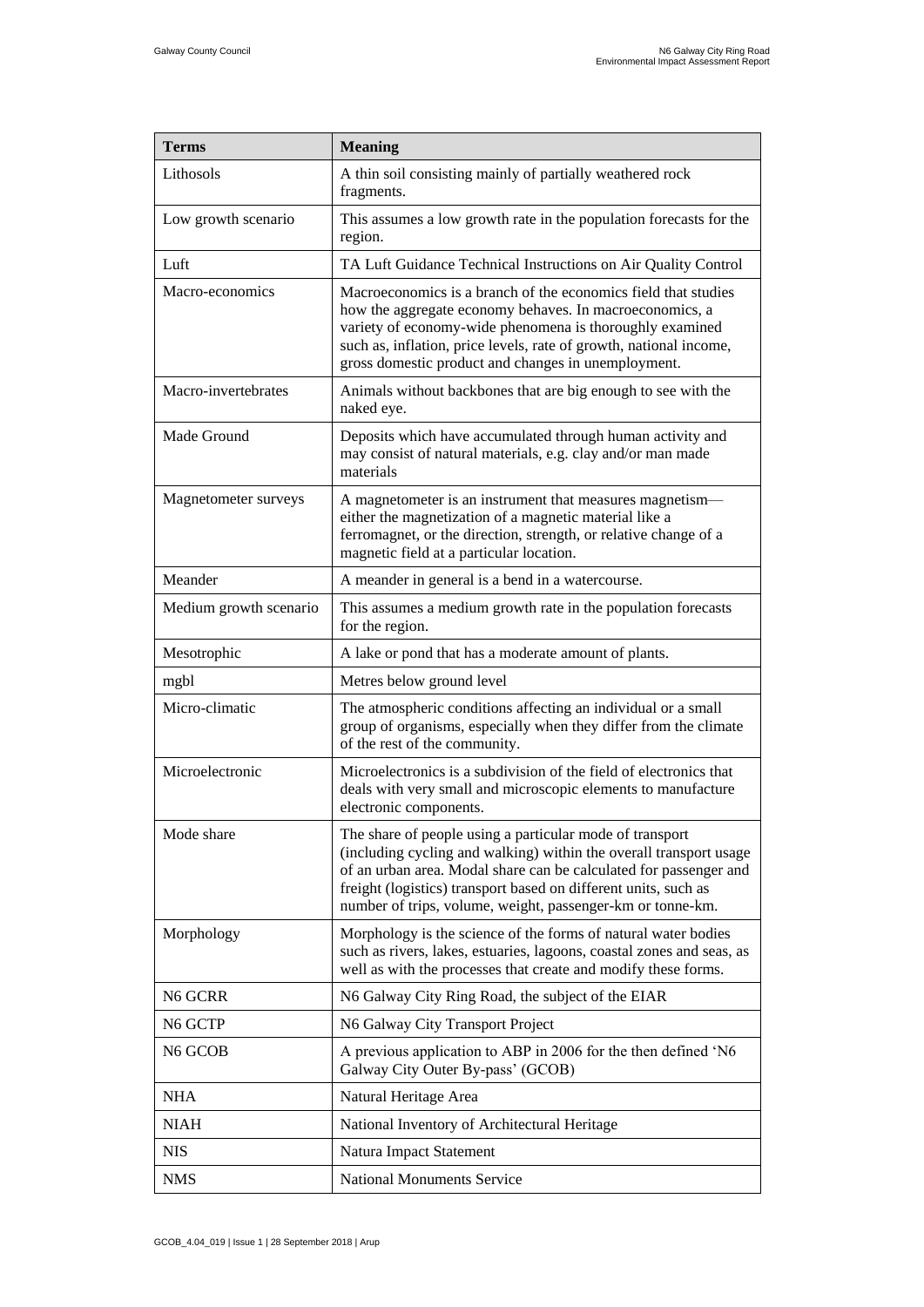| Terms | Meaning |
| --- | --- |
| Lithosols | A thin soil consisting mainly of partially weathered rock fragments. |
| Low growth scenario | This assumes a low growth rate in the population forecasts for the region. |
| Luft | TA Luft Guidance Technical Instructions on Air Quality Control |
| Macro-economics | Macroeconomics is a branch of the economics field that studies how the aggregate economy behaves. In macroeconomics, a variety of economy-wide phenomena is thoroughly examined such as, inflation, price levels, rate of growth, national income, gross domestic product and changes in unemployment. |
| Macro-invertebrates | Animals without backbones that are big enough to see with the naked eye. |
| Made Ground | Deposits which have accumulated through human activity and may consist of natural materials, e.g. clay and/or man made materials |
| Magnetometer surveys | A magnetometer is an instrument that measures magnetism—either the magnetization of a magnetic material like a ferromagnet, or the direction, strength, or relative change of a magnetic field at a particular location. |
| Meander | A meander in general is a bend in a watercourse. |
| Medium growth scenario | This assumes a medium growth rate in the population forecasts for the region. |
| Mesotrophic | A lake or pond that has a moderate amount of plants. |
| mgbl | Metres below ground level |
| Micro-climatic | The atmospheric conditions affecting an individual or a small group of organisms, especially when they differ from the climate of the rest of the community. |
| Microelectronic | Microelectronics is a subdivision of the field of electronics that deals with very small and microscopic elements to manufacture electronic components. |
| Mode share | The share of people using a particular mode of transport (including cycling and walking) within the overall transport usage of an urban area. Modal share can be calculated for passenger and freight (logistics) transport based on different units, such as number of trips, volume, weight, passenger-km or tonne-km. |
| Morphology | Morphology is the science of the forms of natural water bodies such as rivers, lakes, estuaries, lagoons, coastal zones and seas, as well as with the processes that create and modify these forms. |
| N6 GCRR | N6 Galway City Ring Road, the subject of the EIAR |
| N6 GCTP | N6 Galway City Transport Project |
| N6 GCOB | A previous application to ABP in 2006 for the then defined 'N6 Galway City Outer By-pass' (GCOB) |
| NHA | Natural Heritage Area |
| NIAH | National Inventory of Architectural Heritage |
| NIS | Natura Impact Statement |
| NMS | National Monuments Service |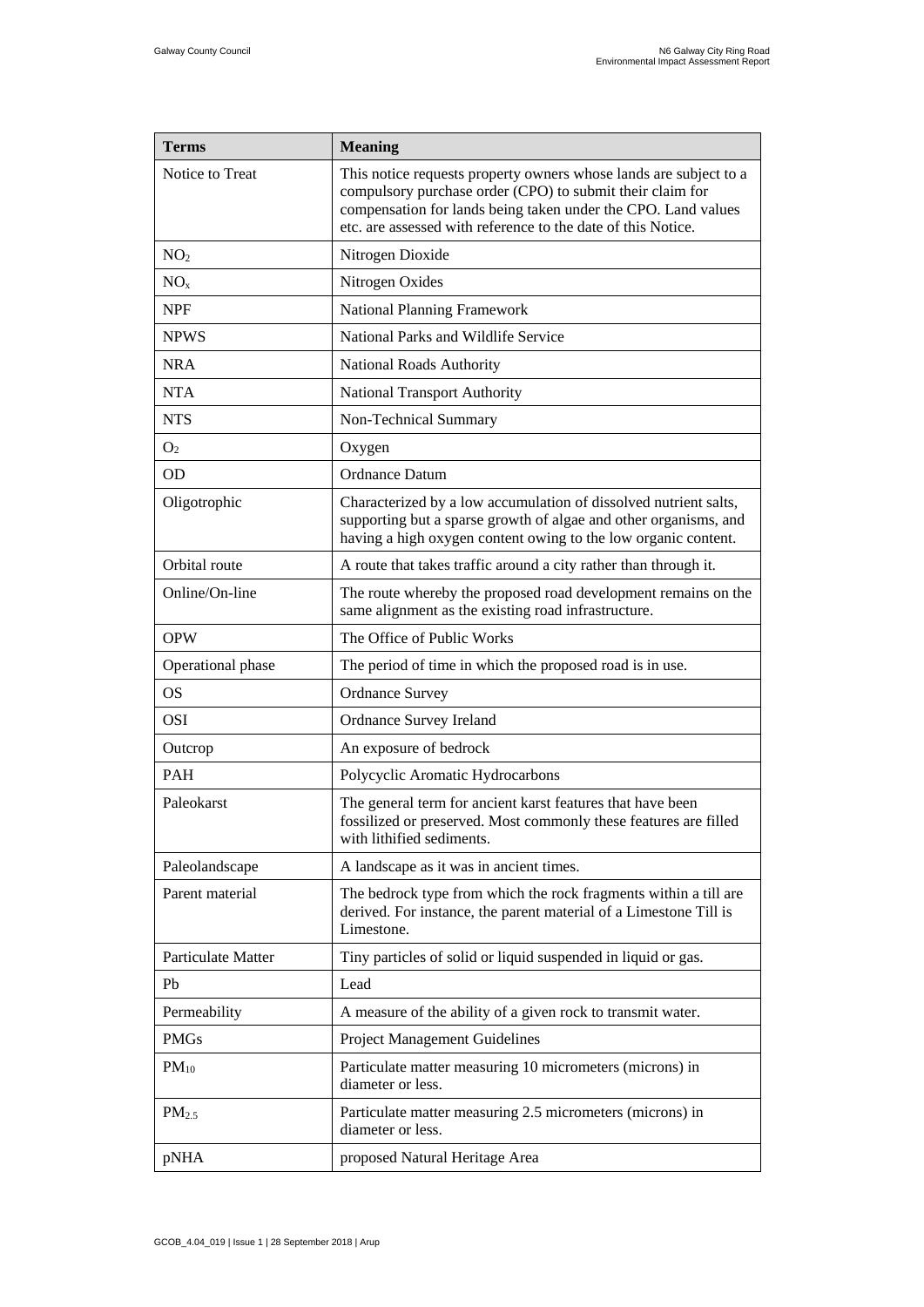| Terms | Meaning |
| --- | --- |
| Notice to Treat | This notice requests property owners whose lands are subject to a compulsory purchase order (CPO) to submit their claim for compensation for lands being taken under the CPO. Land values etc. are assessed with reference to the date of this Notice. |
| $NO_2$ | Nitrogen Dioxide |
| $NO_x$ | Nitrogen Oxides |
| NPF | National Planning Framework |
| NPWS | National Parks and Wildlife Service |
| NRA | National Roads Authority |
| NTA | National Transport Authority |
| NTS | Non-Technical Summary |
| $O_2$ | Oxygen |
| OD | Ordnance Datum |
| Oligotrophic | Characterized by a low accumulation of dissolved nutrient salts, supporting but a sparse growth of algae and other organisms, and having a high oxygen content owing to the low organic content. |
| Orbital route | A route that takes traffic around a city rather than through it. |
| Online/On-line | The route whereby the proposed road development remains on the same alignment as the existing road infrastructure. |
| OPW | The Office of Public Works |
| Operational phase | The period of time in which the proposed road is in use. |
| OS | Ordnance Survey |
| OSI | Ordnance Survey Ireland |
| Outcrop | An exposure of bedrock |
| PAH | Polycyclic Aromatic Hydrocarbons |
| Paleokarst | The general term for ancient karst features that have been fossilized or preserved. Most commonly these features are filled with lithified sediments. |
| Paleolandscape | A landscape as it was in ancient times. |
| Parent material | The bedrock type from which the rock fragments within a till are derived. For instance, the parent material of a Limestone Till is Limestone. |
| Particulate Matter | Tiny particles of solid or liquid suspended in liquid or gas. |
| Pb | Lead |
| Permeability | A measure of the ability of a given rock to transmit water. |
| PMGs | Project Management Guidelines |
| $PM_{10}$ | Particulate matter measuring 10 micrometers (microns) in diameter or less. |
| $PM_{2.5}$ | Particulate matter measuring 2.5 micrometers (microns) in diameter or less. |
| pNHA | proposed Natural Heritage Area |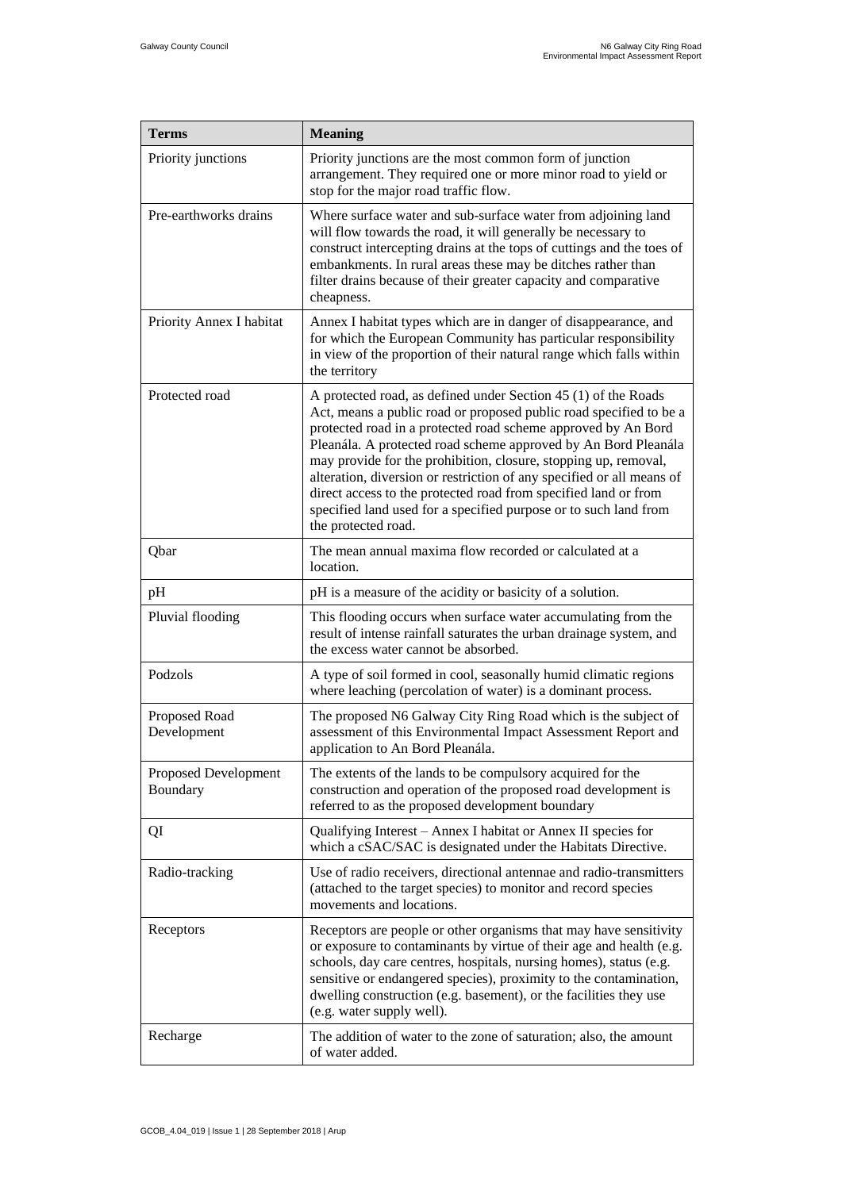| Terms | Meaning |
|---|---|
| Priority junctions | Priority junctions are the most common form of junction arrangement. They required one or more minor road to yield or stop for the major road traffic flow. |
| Pre-earthworks drains | Where surface water and sub-surface water from adjoining land will flow towards the road, it will generally be necessary to construct intercepting drains at the tops of cuttings and the toes of embankments. In rural areas these may be ditches rather than filter drains because of their greater capacity and comparative cheapness. |
| Priority Annex I habitat | Annex I habitat types which are in danger of disappearance, and for which the European Community has particular responsibility in view of the proportion of their natural range which falls within the territory |
| Protected road | A protected road, as defined under Section 45 (1) of the Roads Act, means a public road or proposed public road specified to be a protected road in a protected road scheme approved by An Bord Pleanála. A protected road scheme approved by An Bord Pleanála may provide for the prohibition, closure, stopping up, removal, alteration, diversion or restriction of any specified or all means of direct access to the protected road from specified land or from specified land used for a specified purpose or to such land from the protected road. |
| Qbar | The mean annual maxima flow recorded or calculated at a location. |
| pH | pH is a measure of the acidity or basicity of a solution. |
| Pluvial flooding | This flooding occurs when surface water accumulating from the result of intense rainfall saturates the urban drainage system, and the excess water cannot be absorbed. |
| Podzols | A type of soil formed in cool, seasonally humid climatic regions where leaching (percolation of water) is a dominant process. |
| Proposed Road Development | The proposed N6 Galway City Ring Road which is the subject of assessment of this Environmental Impact Assessment Report and application to An Bord Pleanála. |
| Proposed Development Boundary | The extents of the lands to be compulsory acquired for the construction and operation of the proposed road development is referred to as the proposed development boundary |
| QI | Qualifying Interest – Annex I habitat or Annex II species for which a cSAC/SAC is designated under the Habitats Directive. |
| Radio-tracking | Use of radio receivers, directional antennae and radio-transmitters (attached to the target species) to monitor and record species movements and locations. |
| Receptors | Receptors are people or other organisms that may have sensitivity or exposure to contaminants by virtue of their age and health (e.g. schools, day care centres, hospitals, nursing homes), status (e.g. sensitive or endangered species), proximity to the contamination, dwelling construction (e.g. basement), or the facilities they use (e.g. water supply well). |
| Recharge | The addition of water to the zone of saturation; also, the amount of water added. |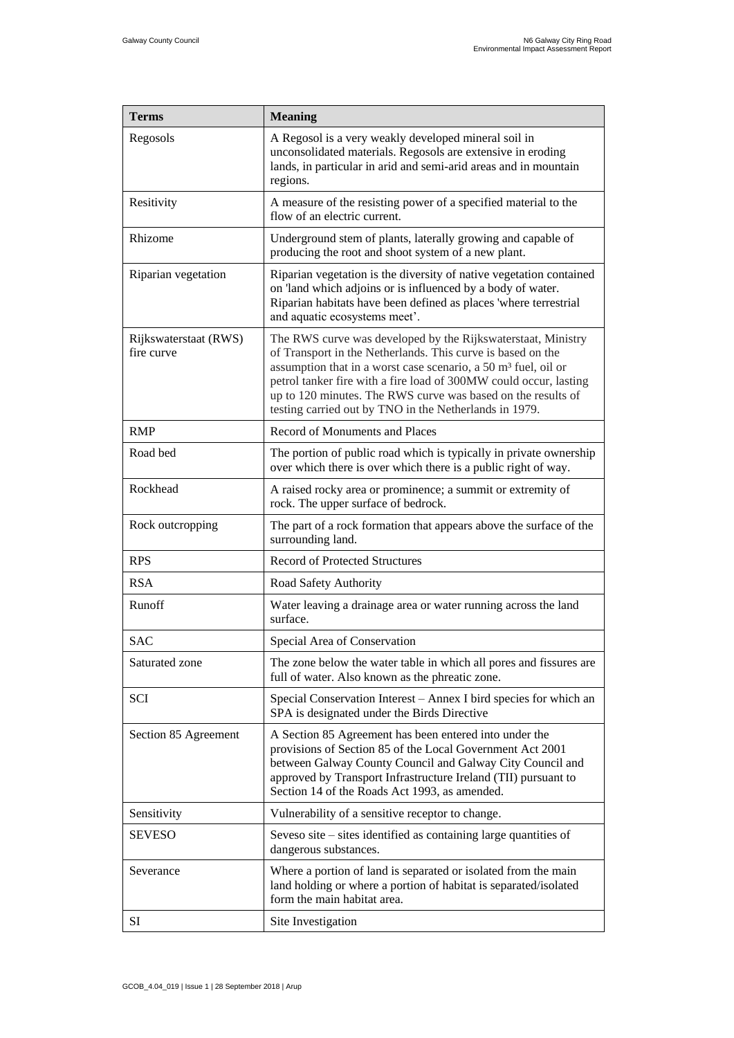| Terms | Meaning |
| --- | --- |
| Regosols | A Regosol is a very weakly developed mineral soil in unconsolidated materials. Regosols are extensive in eroding lands, in particular in arid and semi-arid areas and in mountain regions. |
| Resitivity | A measure of the resisting power of a specified material to the flow of an electric current. |
| Rhizome | Underground stem of plants, laterally growing and capable of producing the root and shoot system of a new plant. |
| Riparian vegetation | Riparian vegetation is the diversity of native vegetation contained on 'land which adjoins or is influenced by a body of water. Riparian habitats have been defined as places 'where terrestrial and aquatic ecosystems meet’. |
| Rijkswaterstaat (RWS) fire curve | The RWS curve was developed by the Rijkswaterstaat, Ministry of Transport in the Netherlands. This curve is based on the assumption that in a worst case scenario, a 50 m³ fuel, oil or petrol tanker fire with a fire load of 300MW could occur, lasting up to 120 minutes. The RWS curve was based on the results of testing carried out by TNO in the Netherlands in 1979. |
| RMP | Record of Monuments and Places |
| Road bed | The portion of public road which is typically in private ownership over which there is over which there is a public right of way. |
| Rockhead | A raised rocky area or prominence; a summit or extremity of rock. The upper surface of bedrock. |
| Rock outcropping | The part of a rock formation that appears above the surface of the surrounding land. |
| RPS | Record of Protected Structures |
| RSA | Road Safety Authority |
| Runoff | Water leaving a drainage area or water running across the land surface. |
| SAC | Special Area of Conservation |
| Saturated zone | The zone below the water table in which all pores and fissures are full of water. Also known as the phreatic zone. |
| SCI | Special Conservation Interest – Annex I bird species for which an SPA is designated under the Birds Directive |
| Section 85 Agreement | A Section 85 Agreement has been entered into under the provisions of Section 85 of the Local Government Act 2001 between Galway County Council and Galway City Council and approved by Transport Infrastructure Ireland (TII) pursuant to Section 14 of the Roads Act 1993, as amended. |
| Sensitivity | Vulnerability of a sensitive receptor to change. |
| SEVESO | Seveso site – sites identified as containing large quantities of dangerous substances. |
| Severance | Where a portion of land is separated or isolated from the main land holding or where a portion of habitat is separated/isolated form the main habitat area. |
| SI | Site Investigation |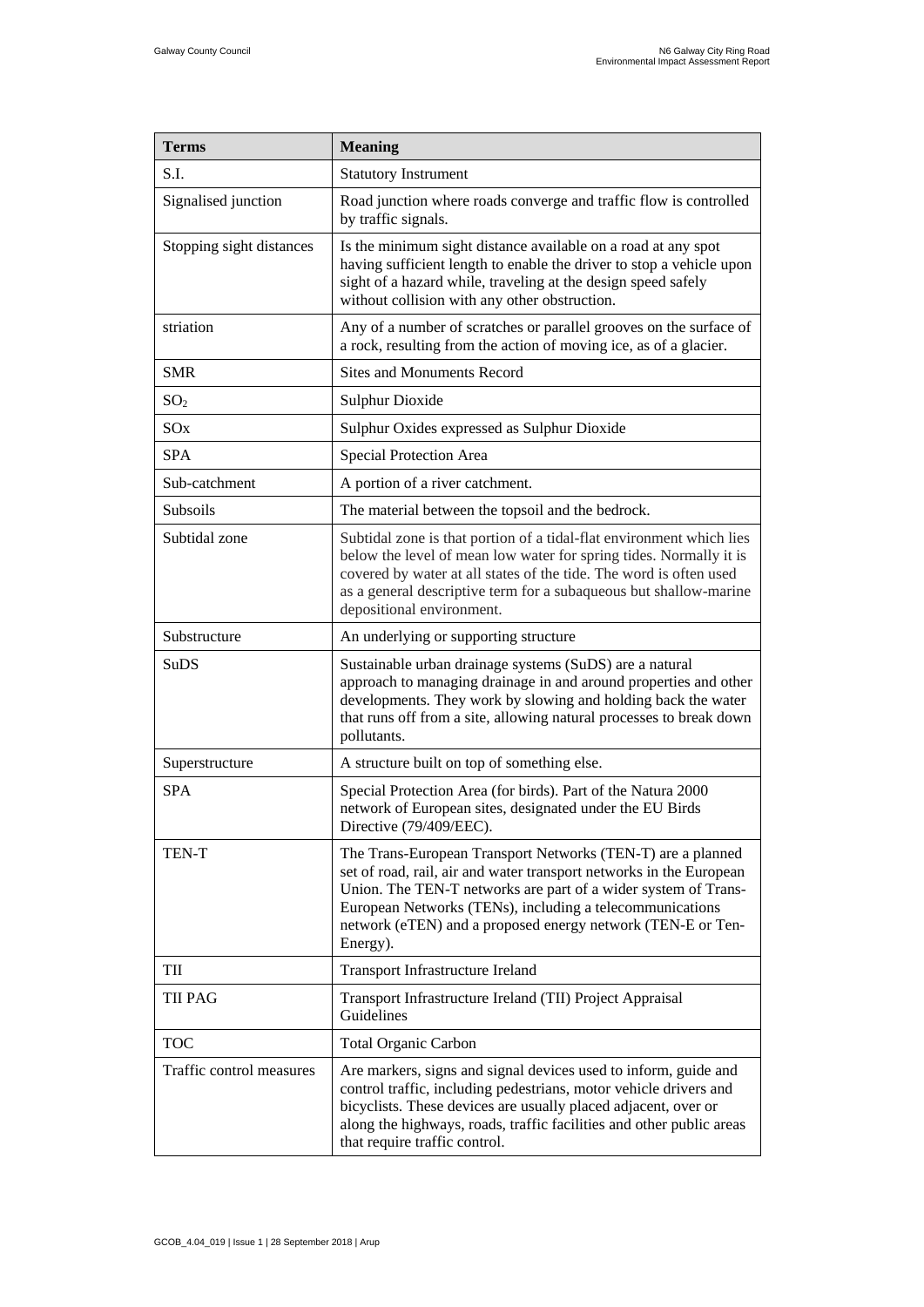| Terms | Meaning |
| --- | --- |
| S.I. | Statutory Instrument |
| Signalised junction | Road junction where roads converge and traffic flow is controlled by traffic signals. |
| Stopping sight distances | Is the minimum sight distance available on a road at any spot having sufficient length to enable the driver to stop a vehicle upon sight of a hazard while, traveling at the design speed safely without collision with any other obstruction. |
| striation | Any of a number of scratches or parallel grooves on the surface of a rock, resulting from the action of moving ice, as of a glacier. |
| SMR | Sites and Monuments Record |
| $SO_2$ | Sulphur Dioxide |
| SOx | Sulphur Oxides expressed as Sulphur Dioxide |
| SPA | Special Protection Area |
| Sub-catchment | A portion of a river catchment. |
| Subsoils | The material between the topsoil and the bedrock. |
| Subtidal zone | Subtidal zone is that portion of a tidal-flat environment which lies below the level of mean low water for spring tides. Normally it is covered by water at all states of the tide. The word is often used as a general descriptive term for a subaqueous but shallow-marine depositional environment. |
| Substructure | An underlying or supporting structure |
| SuDS | Sustainable urban drainage systems (SuDS) are a natural approach to managing drainage in and around properties and other developments. They work by slowing and holding back the water that runs off from a site, allowing natural processes to break down pollutants. |
| Superstructure | A structure built on top of something else. |
| SPA | Special Protection Area (for birds). Part of the Natura 2000 network of European sites, designated under the EU Birds Directive (79/409/EEC). |
| TEN-T | The Trans-European Transport Networks (TEN-T) are a planned set of road, rail, air and water transport networks in the European Union. The TEN-T networks are part of a wider system of Trans-European Networks (TENs), including a telecommunications network (eTEN) and a proposed energy network (TEN-E or Ten-Energy). |
| TII | Transport Infrastructure Ireland |
| TII PAG | Transport Infrastructure Ireland (TII) Project Appraisal Guidelines |
| TOC | Total Organic Carbon |
| Traffic control measures | Are markers, signs and signal devices used to inform, guide and control traffic, including pedestrians, motor vehicle drivers and bicyclists. These devices are usually placed adjacent, over or along the highways, roads, traffic facilities and other public areas that require traffic control. |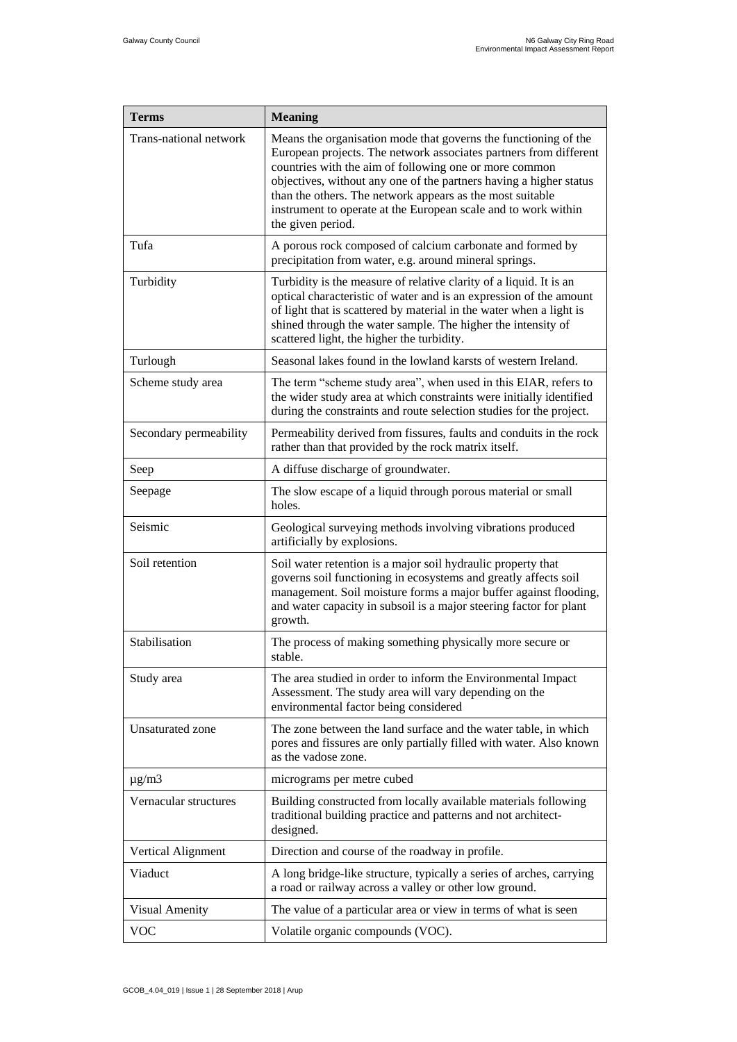| Terms | Meaning |
| --- | --- |
| Trans-national network | Means the organisation mode that governs the functioning of the European projects. The network associates partners from different countries with the aim of following one or more common objectives, without any one of the partners having a higher status than the others. The network appears as the most suitable instrument to operate at the European scale and to work within the given period. |
| Tufa | A porous rock composed of calcium carbonate and formed by precipitation from water, e.g. around mineral springs. |
| Turbidity | Turbidity is the measure of relative clarity of a liquid. It is an optical characteristic of water and is an expression of the amount of light that is scattered by material in the water when a light is shined through the water sample. The higher the intensity of scattered light, the higher the turbidity. |
| Turlough | Seasonal lakes found in the lowland karsts of western Ireland. |
| Scheme study area | The term "scheme study area", when used in this EIAR, refers to the wider study area at which constraints were initially identified during the constraints and route selection studies for the project. |
| Secondary permeability | Permeability derived from fissures, faults and conduits in the rock rather than that provided by the rock matrix itself. |
| Seep | A diffuse discharge of groundwater. |
| Seepage | The slow escape of a liquid through porous material or small holes. |
| Seismic | Geological surveying methods involving vibrations produced artificially by explosions. |
| Soil retention | Soil water retention is a major soil hydraulic property that governs soil functioning in ecosystems and greatly affects soil management. Soil moisture forms a major buffer against flooding, and water capacity in subsoil is a major steering factor for plant growth. |
| Stabilisation | The process of making something physically more secure or stable. |
| Study area | The area studied in order to inform the Environmental Impact Assessment. The study area will vary depending on the environmental factor being considered |
| Unsaturated zone | The zone between the land surface and the water table, in which pores and fissures are only partially filled with water. Also known as the vadose zone. |
| µg/m3 | micrograms per metre cubed |
| Vernacular structures | Building constructed from locally available materials following traditional building practice and patterns and not architect-designed. |
| Vertical Alignment | Direction and course of the roadway in profile. |
| Viaduct | A long bridge-like structure, typically a series of arches, carrying a road or railway across a valley or other low ground. |
| Visual Amenity | The value of a particular area or view in terms of what is seen |
| VOC | Volatile organic compounds (VOC). |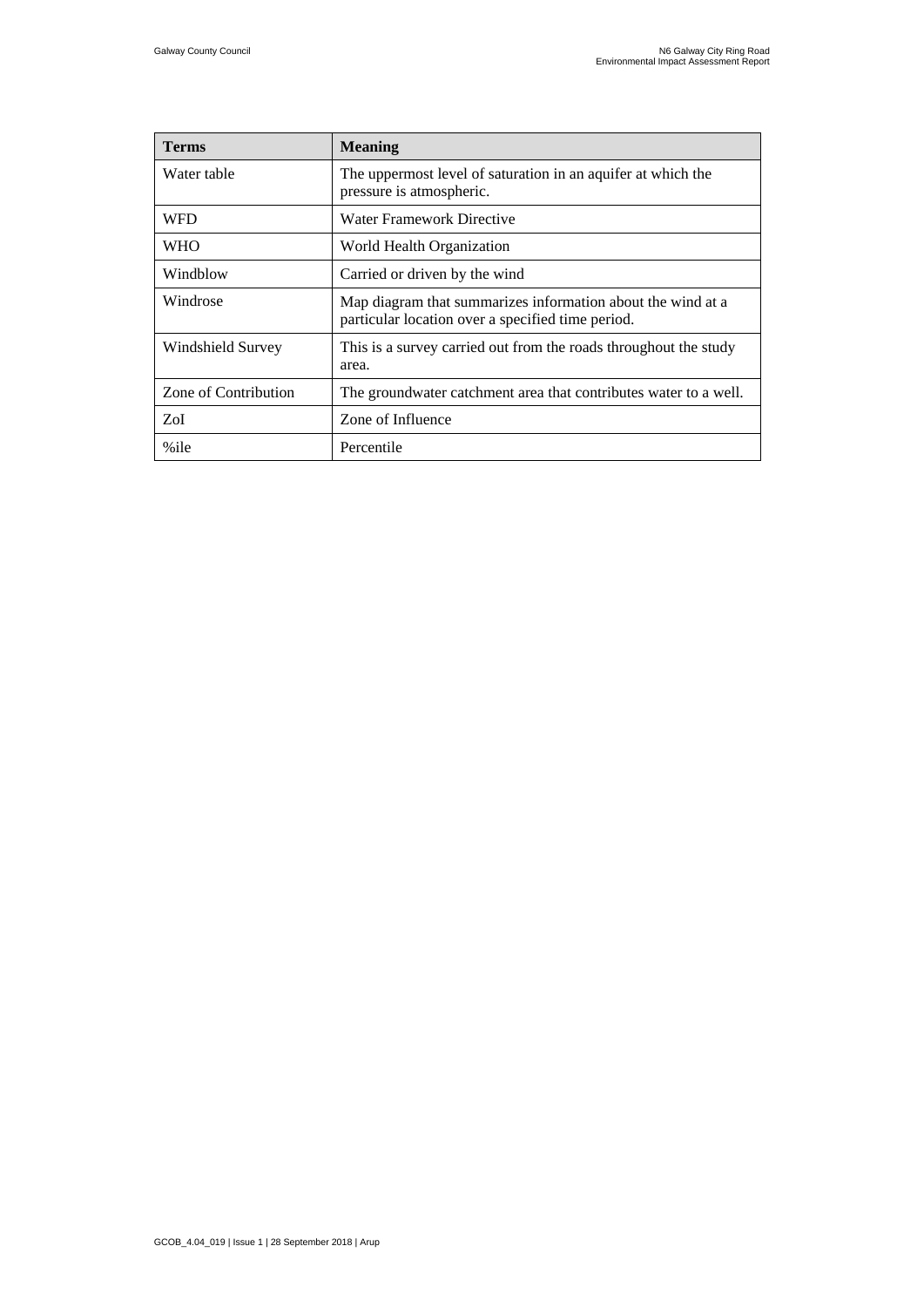| Terms | Meaning |
| --- | --- |
| Water table | The uppermost level of saturation in an aquifer at which the pressure is atmospheric. |
| WFD | Water Framework Directive |
| WHO | World Health Organization |
| Windblow | Carried or driven by the wind |
| Windrose | Map diagram that summarizes information about the wind at a particular location over a specified time period. |
| Windshield Survey | This is a survey carried out from the roads throughout the study area. |
| Zone of Contribution | The groundwater catchment area that contributes water to a well. |
| ZoI | Zone of Influence |
| %ile | Percentile |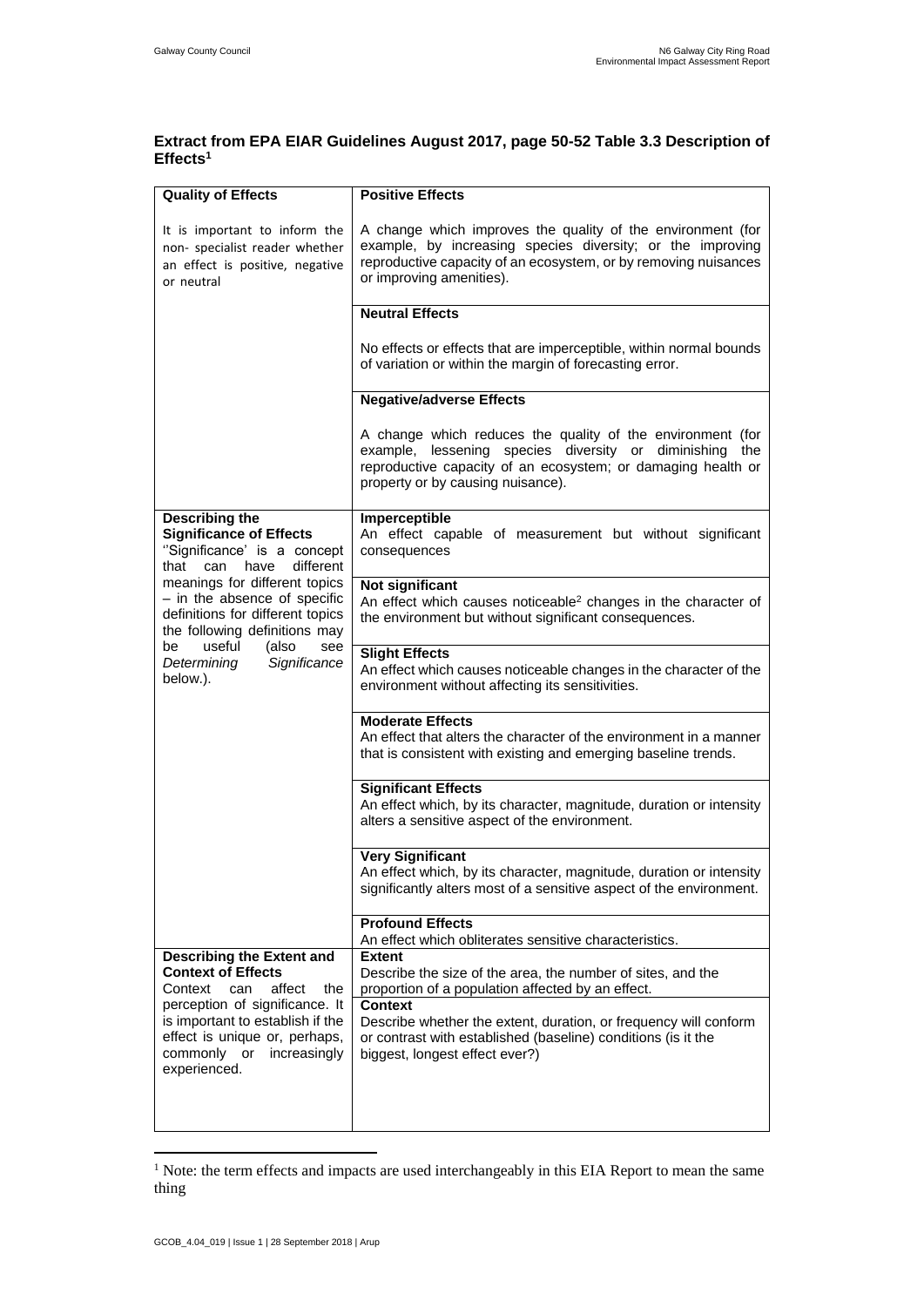### Extract from EPA EIAR Guidelines August 2017, page 50-52 Table 3.3 Description of Effects[1]

| Quality of Effects | Positive Effects |
|---|---|
| It is important to inform the non- specialist reader whether an effect is positive, negative or neutral | A change which improves the quality of the environment (for example, by increasing species diversity; or the improving reproductive capacity of an ecosystem, or by removing nuisances or improving amenities). |
| | **Neutral Effects** |
| | No effects or effects that are imperceptible, within normal bounds of variation or within the margin of forecasting error. |
| | **Negative/adverse Effects** |
| | A change which reduces the quality of the environment (for example, lessening species diversity or diminishing the reproductive capacity of an ecosystem; or damaging health or property or by causing nuisance). |
| **Describing the Significance of Effects** ''Significance' is a concept that can have different meanings for different topics – in the absence of specific definitions for different topics the following definitions may be useful (also see *Determining Significance* below.). | **Imperceptible** An effect capable of measurement but without significant consequences |
| | **Not significant** An effect which causes noticeable[2] changes in the character of the environment but without significant consequences. |
| | **Slight Effects** An effect which causes noticeable changes in the character of the environment without affecting its sensitivities. |
| | **Moderate Effects** An effect that alters the character of the environment in a manner that is consistent with existing and emerging baseline trends. |
| | **Significant Effects** An effect which, by its character, magnitude, duration or intensity alters a sensitive aspect of the environment. |
| | **Very Significant** An effect which, by its character, magnitude, duration or intensity significantly alters most of a sensitive aspect of the environment. |
| | **Profound Effects** An effect which obliterates sensitive characteristics. |
| **Describing the Extent and Context of Effects** Context can affect the perception of significance. It is important to establish if the effect is unique or, perhaps, commonly or increasingly experienced. | **Extent** Describe the size of the area, the number of sites, and the proportion of a population affected by an effect. |
| | **Context** Describe whether the extent, duration, or frequency will conform or contrast with established (baseline) conditions (is it the biggest, longest effect ever?) |

[1] Note: the term effects and impacts are used interchangeably in this EIA Report to mean the same thing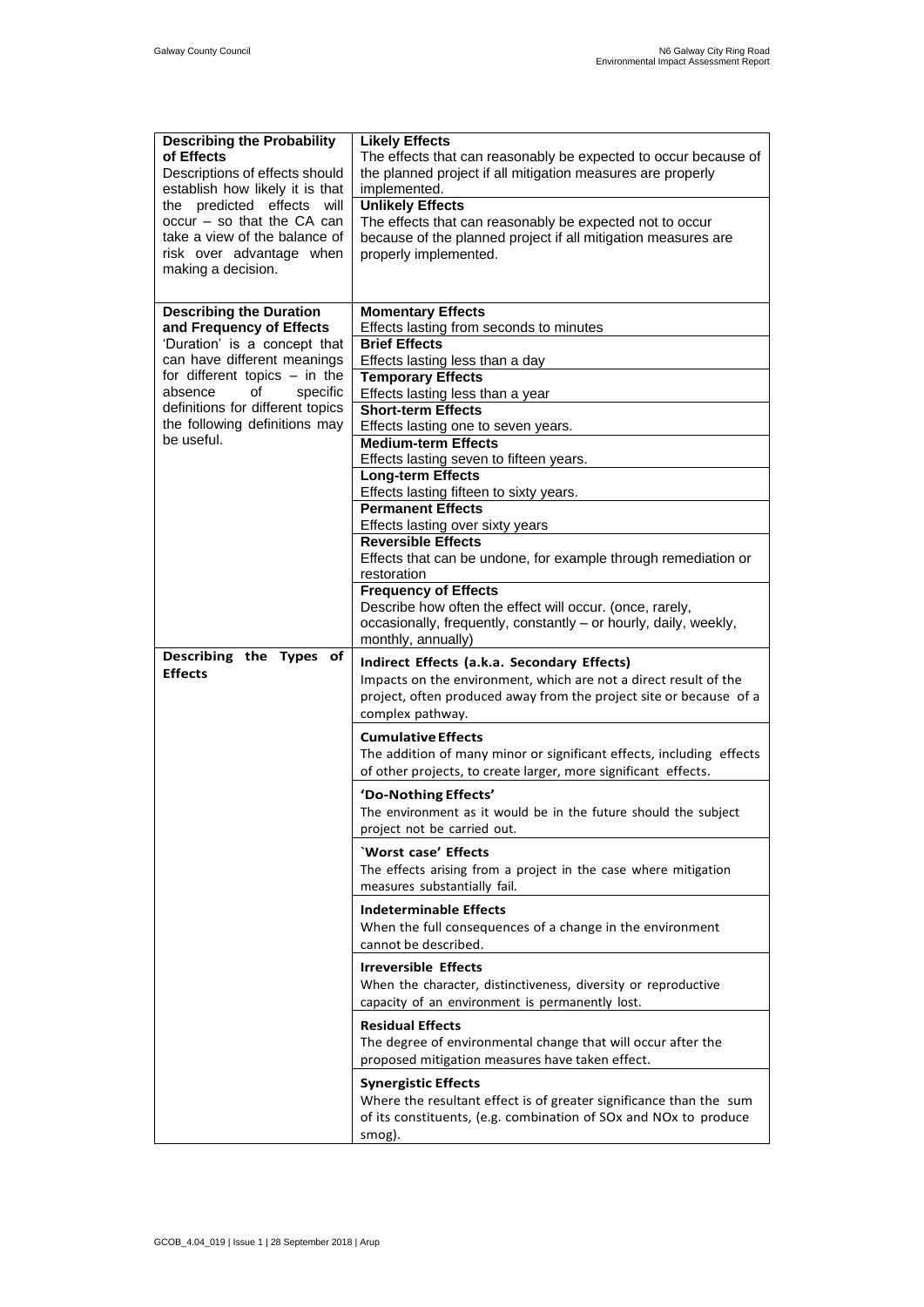| | |
|---|---|
| **Describing the Probability of Effects**<br>Descriptions of effects should establish how likely it is that the predicted effects will occur – so that the CA can take a view of the balance of risk over advantage when making a decision. | **Likely Effects**<br>The effects that can reasonably be expected to occur because of the planned project if all mitigation measures are properly implemented.<br>**Unlikely Effects**<br>The effects that can reasonably be expected not to occur because of the planned project if all mitigation measures are properly implemented. |
| **Describing the Duration and Frequency of Effects**<br>'Duration' is a concept that can have different meanings for different topics – in the absence of specific definitions for different topics the following definitions may be useful. | **Momentary Effects**<br>Effects lasting from seconds to minutes |
| | **Brief Effects**<br>Effects lasting less than a day |
| | **Temporary Effects**<br>Effects lasting less than a year |
| | **Short-term Effects**<br>Effects lasting one to seven years. |
| | **Medium-term Effects**<br>Effects lasting seven to fifteen years. |
| | **Long-term Effects**<br>Effects lasting fifteen to sixty years. |
| | **Permanent Effects**<br>Effects lasting over sixty years |
| | **Reversible Effects**<br>Effects that can be undone, for example through remediation or restoration |
| | **Frequency of Effects**<br>Describe how often the effect will occur. (once, rarely, occasionally, frequently, constantly – or hourly, daily, weekly, monthly, annually) |
| **Describing the Types of Effects** | **Indirect Effects (a.k.a. Secondary Effects)**<br>Impacts on the environment, which are not a direct result of the project, often produced away from the project site or because of a complex pathway. |
| | **Cumulative Effects**<br>The addition of many minor or significant effects, including effects of other projects, to create larger, more significant effects. |
| | **'Do-Nothing Effects'**<br>The environment as it would be in the future should the subject project not be carried out. |
| | **`Worst case' Effects**<br>The effects arising from a project in the case where mitigation measures substantially fail. |
| | **Indeterminable Effects**<br>When the full consequences of a change in the environment cannot be described. |
| | **Irreversible Effects**<br>When the character, distinctiveness, diversity or reproductive capacity of an environment is permanently lost. |
| | **Residual Effects**<br>The degree of environmental change that will occur after the proposed mitigation measures have taken effect. |
| | **Synergistic Effects**<br>Where the resultant effect is of greater significance than the sum of its constituents, (e.g. combination of SOx and NOx to produce smog). |